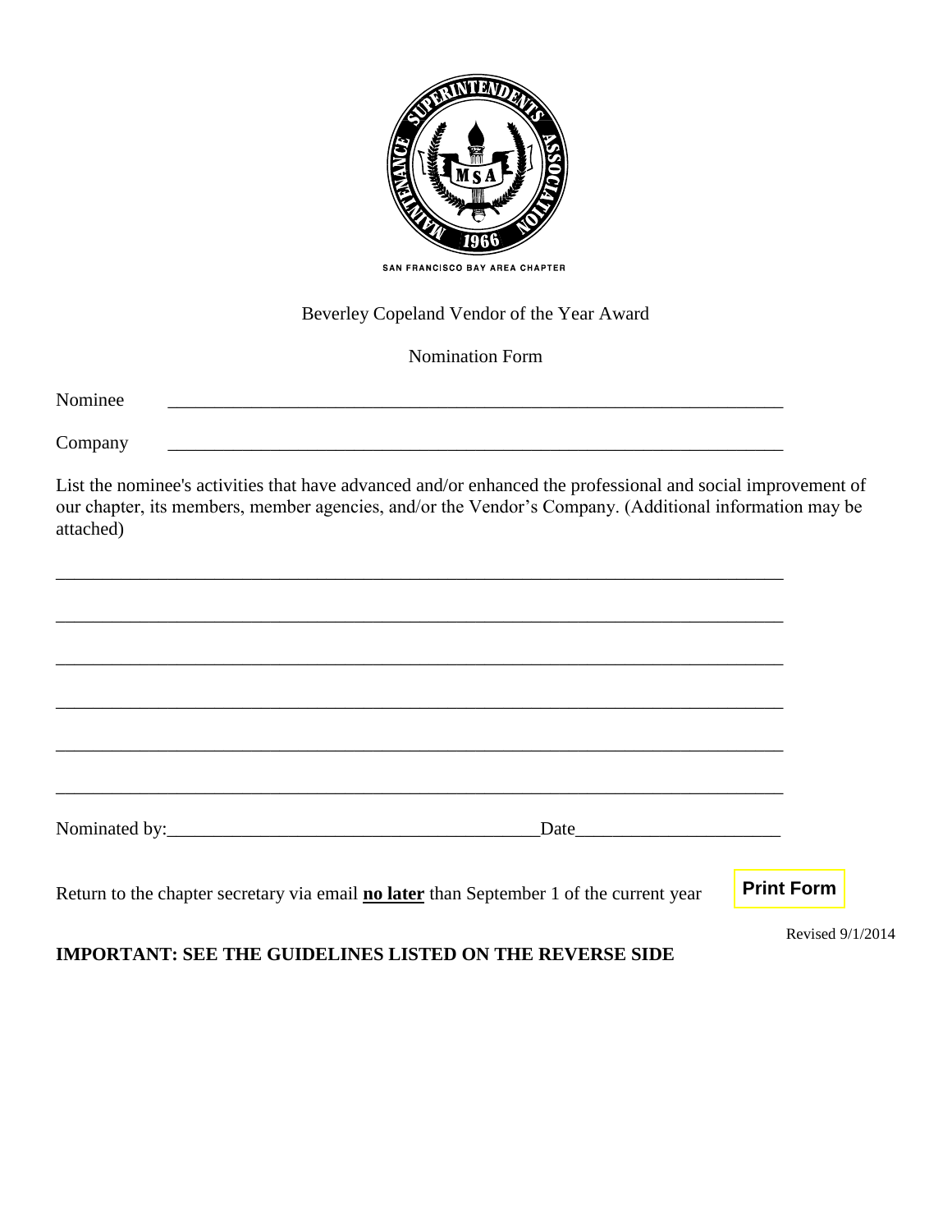MAINTENANCE SUPERINTENDENTS ASSOCIATION

MSA

1966

SAN FRANCISCO BAY AREA CHAPTER

Beverley Copeland Vendor of the Year Award

Nomination Form

Nominee \_\_\_\_\_\_\_\_\_\_\_\_\_\_\_\_\_\_\_\_\_\_\_\_\_\_\_\_\_\_\_\_\_\_\_\_\_\_\_\_\_\_\_\_\_\_\_\_\_\_\_\_\_\_\_\_\_\_\_\_\_\_\_\_

Company \_\_\_\_\_\_\_\_\_\_\_\_\_\_\_\_\_\_\_\_\_\_\_\_\_\_\_\_\_\_\_\_\_\_\_\_\_\_\_\_\_\_\_\_\_\_\_\_\_\_\_\_\_\_\_\_\_\_\_\_\_\_\_\_

List the nominee's activities that have advanced and/or enhanced the professional and social improvement of our chapter, its members, member agencies, and/or the Vendor's Company. (Additional information may be attached)

\_\_\_\_\_\_\_\_\_\_\_\_\_\_\_\_\_\_\_\_\_\_\_\_\_\_\_\_\_\_\_\_\_\_\_\_\_\_\_\_\_\_\_\_\_\_\_\_\_\_\_\_\_\_\_\_\_\_\_\_\_\_\_\_\_\_\_\_\_\_\_\_

\_\_\_\_\_\_\_\_\_\_\_\_\_\_\_\_\_\_\_\_\_\_\_\_\_\_\_\_\_\_\_\_\_\_\_\_\_\_\_\_\_\_\_\_\_\_\_\_\_\_\_\_\_\_\_\_\_\_\_\_\_\_\_\_\_\_\_\_\_\_\_\_

\_\_\_\_\_\_\_\_\_\_\_\_\_\_\_\_\_\_\_\_\_\_\_\_\_\_\_\_\_\_\_\_\_\_\_\_\_\_\_\_\_\_\_\_\_\_\_\_\_\_\_\_\_\_\_\_\_\_\_\_\_\_\_\_\_\_\_\_\_\_\_\_

\_\_\_\_\_\_\_\_\_\_\_\_\_\_\_\_\_\_\_\_\_\_\_\_\_\_\_\_\_\_\_\_\_\_\_\_\_\_\_\_\_\_\_\_\_\_\_\_\_\_\_\_\_\_\_\_\_\_\_\_\_\_\_\_\_\_\_\_\_\_\_\_

\_\_\_\_\_\_\_\_\_\_\_\_\_\_\_\_\_\_\_\_\_\_\_\_\_\_\_\_\_\_\_\_\_\_\_\_\_\_\_\_\_\_\_\_\_\_\_\_\_\_\_\_\_\_\_\_\_\_\_\_\_\_\_\_\_\_\_\_\_\_\_\_

\_\_\_\_\_\_\_\_\_\_\_\_\_\_\_\_\_\_\_\_\_\_\_\_\_\_\_\_\_\_\_\_\_\_\_\_\_\_\_\_\_\_\_\_\_\_\_\_\_\_\_\_\_\_\_\_\_\_\_\_\_\_\_\_\_\_\_\_\_\_\_\_

Nominated by:\_\_\_\_\_\_\_\_\_\_\_\_\_\_\_\_\_\_\_\_\_\_\_\_\_\_\_\_\_\_\_\_\_\_\_\_\_\_\_\_Date\_\_\_\_\_\_\_\_\_\_\_\_\_\_\_\_\_\_\_\_\_\_

Return to the chapter secretary via email **no later** than September 1 of the current year

Print Form

Revised 9/1/2014

**IMPORTANT: SEE THE GUIDELINES LISTED ON THE REVERSE SIDE**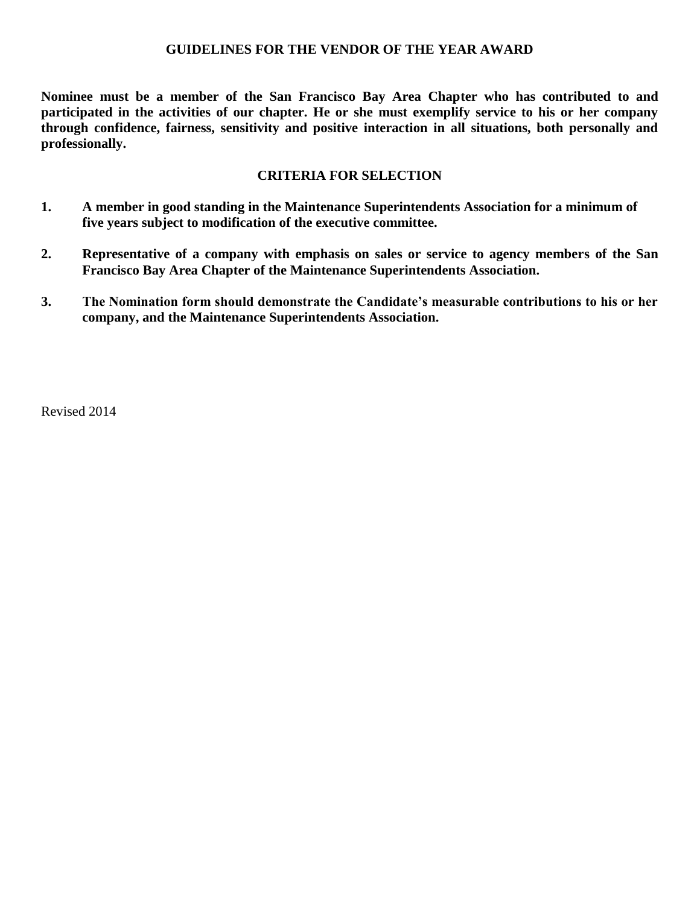## GUIDELINES FOR THE VENDOR OF THE YEAR AWARD

**Nominee must be a member of the San Francisco Bay Area Chapter who has contributed to and participated in the activities of our chapter. He or she must exemplify service to his or her company through confidence, fairness, sensitivity and positive interaction in all situations, both personally and professionally.**

### CRITERIA FOR SELECTION

1. **A member in good standing in the Maintenance Superintendents Association for a minimum of five years subject to modification of the executive committee.**
2. **Representative of a company with emphasis on sales or service to agency members of the San Francisco Bay Area Chapter of the Maintenance Superintendents Association.**
3. **The Nomination form should demonstrate the Candidate's measurable contributions to his or her company, and the Maintenance Superintendents Association.**

Revised 2014